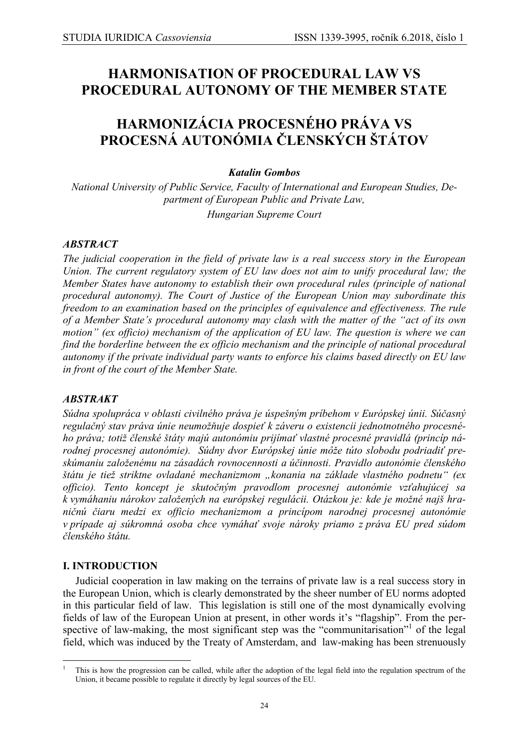# HARMONISATION OF PROCEDURAL LAW VS PROCEDURAL AUTONOMY OF THE MEMBER STATE

# HARMONIZÁCIA PROCESNÉHO PRÁVA VS PROCESNÁ AUTONÓMIA ČLENSKÝCH ŠTÁTOV

***Katalin Gombos***

*National University of Public Service, Faculty of International and European Studies, Department of European Public and Private Law,*

*Hungarian Supreme Court*

### *ABSTRACT*

*The judicial cooperation in the field of private law is a real success story in the European Union. The current regulatory system of EU law does not aim to unify procedural law; the Member States have autonomy to establish their own procedural rules (principle of national procedural autonomy). The Court of Justice of the European Union may subordinate this freedom to an examination based on the principles of equivalence and effectiveness. The rule of a Member State's procedural autonomy may clash with the matter of the "act of its own motion" (ex officio) mechanism of the application of EU law. The question is where we can find the borderline between the ex officio mechanism and the principle of national procedural autonomy if the private individual party wants to enforce his claims based directly on EU law in front of the court of the Member State.*

### *ABSTRAKT*

*Súdna spolupráca v oblasti civilného práva je úspešným príbehom v Európskej únii. Súčasný regulačný stav práva únie neumožňuje dospieť k záveru o existencii jednotnotného procesného práva; totiž členské štáty majú autonómiu prijímať vlastné procesné pravidlá (princíp národnej procesnej autonómie). Súdny dvor Európskej únie môže túto slobodu podriadiť preskúmaniu založenému na zásadách rovnocennosti a účinnosti. Pravidlo autonómie členského štátu je tiež striktne ovladané mechanizmom „konania na základe vlastného podnetu" (ex officio). Tento koncept je skutočným pravodlom procesnej autonómie vzťahujúcej sa k vymáhaniu nárokov založených na európskej regulácii. Otázkou je: kde je možné najš hraničnú čiaru medzi ex officio mechanizmom a princípom narodnej procesnej autonómie v prípade aj súkromná osoba chce vymáhať svoje nároky priamo z práva EU pred súdom členského štátu.*

### I. INTRODUCTION

Judicial cooperation in law making on the terrains of private law is a real success story in the European Union, which is clearly demonstrated by the sheer number of EU norms adopted in this particular field of law. This legislation is still one of the most dynamically evolving fields of law of the European Union at present, in other words it's "flagship". From the perspective of law-making, the most significant step was the "communitarisation"[1] of the legal field, which was induced by the Treaty of Amsterdam, and law-making has been strenuously

---

[1] This is how the progression can be called, while after the adoption of the legal field into the regulation spectrum of the Union, it became possible to regulate it directly by legal sources of the EU.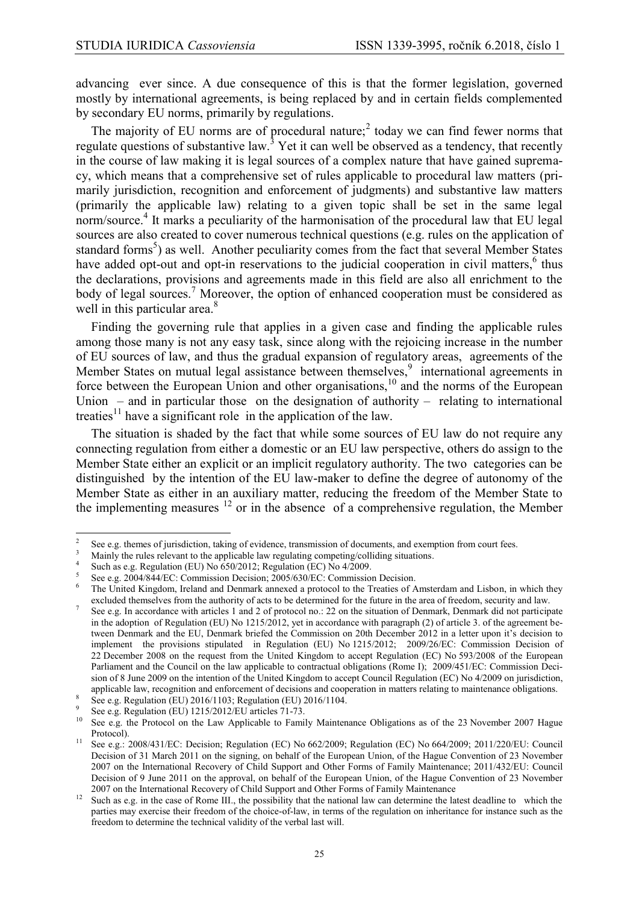advancing ever since. A due consequence of this is that the former legislation, governed mostly by international agreements, is being replaced by and in certain fields complemented by secondary EU norms, primarily by regulations.

The majority of EU norms are of procedural nature;[2] today we can find fewer norms that regulate questions of substantive law.[3] Yet it can well be observed as a tendency, that recently in the course of law making it is legal sources of a complex nature that have gained supremacy, which means that a comprehensive set of rules applicable to procedural law matters (primarily jurisdiction, recognition and enforcement of judgments) and substantive law matters (primarily the applicable law) relating to a given topic shall be set in the same legal norm/source.[4] It marks a peculiarity of the harmonisation of the procedural law that EU legal sources are also created to cover numerous technical questions (e.g. rules on the application of standard forms[5]) as well. Another peculiarity comes from the fact that several Member States have added opt-out and opt-in reservations to the judicial cooperation in civil matters,[6] thus the declarations, provisions and agreements made in this field are also all enrichment to the body of legal sources.[7] Moreover, the option of enhanced cooperation must be considered as well in this particular area.[8]

Finding the governing rule that applies in a given case and finding the applicable rules among those many is not any easy task, since along with the rejoicing increase in the number of EU sources of law, and thus the gradual expansion of regulatory areas, agreements of the Member States on mutual legal assistance between themselves,[9] international agreements in force between the European Union and other organisations,[10] and the norms of the European Union – and in particular those on the designation of authority – relating to international treaties[11] have a significant role in the application of the law.

The situation is shaded by the fact that while some sources of EU law do not require any connecting regulation from either a domestic or an EU law perspective, others do assign to the Member State either an explicit or an implicit regulatory authority. The two categories can be distinguished by the intention of the EU law-maker to define the degree of autonomy of the Member State as either in an auxiliary matter, reducing the freedom of the Member State to the implementing measures [12] or in the absence of a comprehensive regulation, the Member

---

[2] See e.g. themes of jurisdiction, taking of evidence, transmission of documents, and exemption from court fees.

[3] Mainly the rules relevant to the applicable law regulating competing/colliding situations.

[4] Such as e.g. Regulation (EU) No 650/2012; Regulation (EC) No 4/2009.

[5] See e.g. 2004/844/EC: Commission Decision; 2005/630/EC: Commission Decision.

[6] The United Kingdom, Ireland and Denmark annexed a protocol to the Treaties of Amsterdam and Lisbon, in which they excluded themselves from the authority of acts to be determined for the future in the area of freedom, security and law.

[7] See e.g. In accordance with articles 1 and 2 of protocol no.: 22 on the situation of Denmark, Denmark did not participate in the adoption of Regulation (EU) No 1215/2012, yet in accordance with paragraph (2) of article 3. of the agreement between Denmark and the EU, Denmark briefed the Commission on 20th December 2012 in a letter upon it's decision to implement the provisions stipulated in Regulation (EU) No 1215/2012; 2009/26/EC: Commission Decision of 22 December 2008 on the request from the United Kingdom to accept Regulation (EC) No 593/2008 of the European Parliament and the Council on the law applicable to contractual obligations (Rome I); 2009/451/EC: Commission Decision of 8 June 2009 on the intention of the United Kingdom to accept Council Regulation (EC) No 4/2009 on jurisdiction, applicable law, recognition and enforcement of decisions and cooperation in matters relating to maintenance obligations.

[8] See e.g. Regulation (EU) 2016/1103; Regulation (EU) 2016/1104.

[9] See e.g. Regulation (EU) 1215/2012/EU articles 71-73.

[10] See e.g. the Protocol on the Law Applicable to Family Maintenance Obligations as of the 23 November 2007 Hague Protocol).

[11] See e.g.: 2008/431/EC: Decision; Regulation (EC) No 662/2009; Regulation (EC) No 664/2009; 2011/220/EU: Council Decision of 31 March 2011 on the signing, on behalf of the European Union, of the Hague Convention of 23 November 2007 on the International Recovery of Child Support and Other Forms of Family Maintenance; 2011/432/EU: Council Decision of 9 June 2011 on the approval, on behalf of the European Union, of the Hague Convention of 23 November 2007 on the International Recovery of Child Support and Other Forms of Family Maintenance

[12] Such as e.g. in the case of Rome III., the possibility that the national law can determine the latest deadline to which the parties may exercise their freedom of the choice-of-law, in terms of the regulation on inheritance for instance such as the freedom to determine the technical validity of the verbal last will.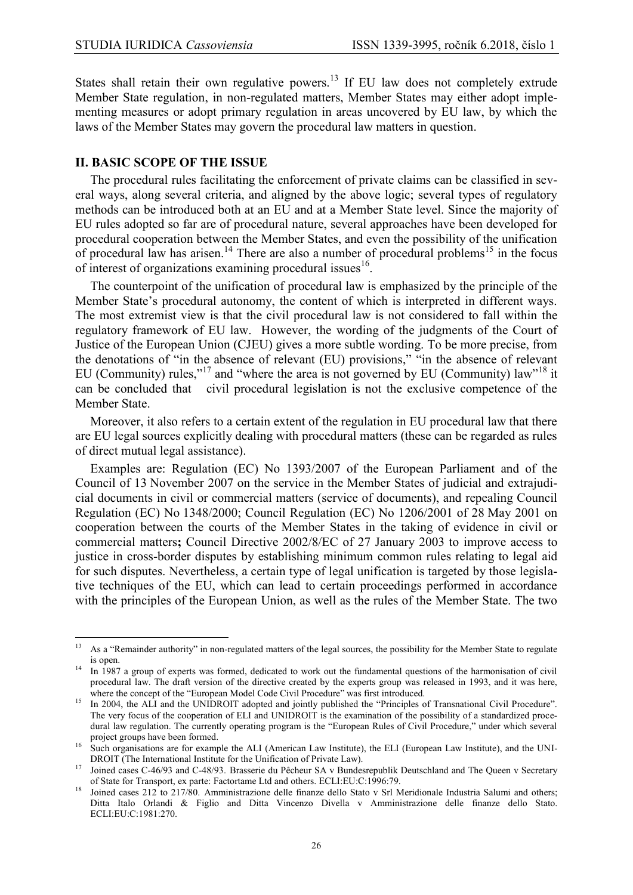States shall retain their own regulative powers.[13] If EU law does not completely extrude Member State regulation, in non-regulated matters, Member States may either adopt implementing measures or adopt primary regulation in areas uncovered by EU law, by which the laws of the Member States may govern the procedural law matters in question.

## II. BASIC SCOPE OF THE ISSUE

The procedural rules facilitating the enforcement of private claims can be classified in several ways, along several criteria, and aligned by the above logic; several types of regulatory methods can be introduced both at an EU and at a Member State level. Since the majority of EU rules adopted so far are of procedural nature, several approaches have been developed for procedural cooperation between the Member States, and even the possibility of the unification of procedural law has arisen.[14] There are also a number of procedural problems[15] in the focus of interest of organizations examining procedural issues[16].

The counterpoint of the unification of procedural law is emphasized by the principle of the Member State's procedural autonomy, the content of which is interpreted in different ways. The most extremist view is that the civil procedural law is not considered to fall within the regulatory framework of EU law. However, the wording of the judgments of the Court of Justice of the European Union (CJEU) gives a more subtle wording. To be more precise, from the denotations of "in the absence of relevant (EU) provisions," "in the absence of relevant EU (Community) rules,"[17] and "where the area is not governed by EU (Community) law"[18] it can be concluded that civil procedural legislation is not the exclusive competence of the Member State.

Moreover, it also refers to a certain extent of the regulation in EU procedural law that there are EU legal sources explicitly dealing with procedural matters (these can be regarded as rules of direct mutual legal assistance).

Examples are: Regulation (EC) No 1393/2007 of the European Parliament and of the Council of 13 November 2007 on the service in the Member States of judicial and extrajudicial documents in civil or commercial matters (service of documents), and repealing Council Regulation (EC) No 1348/2000; Council Regulation (EC) No 1206/2001 of 28 May 2001 on cooperation between the courts of the Member States in the taking of evidence in civil or commercial matters**;** Council Directive 2002/8/EC of 27 January 2003 to improve access to justice in cross-border disputes by establishing minimum common rules relating to legal aid for such disputes. Nevertheless, a certain type of legal unification is targeted by those legislative techniques of the EU, which can lead to certain proceedings performed in accordance with the principles of the European Union, as well as the rules of the Member State. The two

---

[13] As a "Remainder authority" in non-regulated matters of the legal sources, the possibility for the Member State to regulate is open.

[14] In 1987 a group of experts was formed, dedicated to work out the fundamental questions of the harmonisation of civil procedural law. The draft version of the directive created by the experts group was released in 1993, and it was here, where the concept of the "European Model Code Civil Procedure" was first introduced.

[15] In 2004, the ALI and the UNIDROIT adopted and jointly published the "Principles of Transnational Civil Procedure". The very focus of the cooperation of ELI and UNIDROIT is the examination of the possibility of a standardized procedural law regulation. The currently operating program is the "European Rules of Civil Procedure," under which several project groups have been formed.

[16] Such organisations are for example the ALI (American Law Institute), the ELI (European Law Institute), and the UNIDROIT (The International Institute for the Unification of Private Law).

[17] Joined cases C-46/93 and C-48/93. Brasserie du Pêcheur SA v Bundesrepublik Deutschland and The Queen v Secretary of State for Transport, ex parte: Factortame Ltd and others. ECLI:EU:C:1996:79.

[18] Joined cases 212 to 217/80. Amministrazione delle finanze dello Stato v Srl Meridionale Industria Salumi and others; Ditta Italo Orlandi & Figlio and Ditta Vincenzo Divella v Amministrazione delle finanze dello Stato. ECLI:EU:C:1981:270.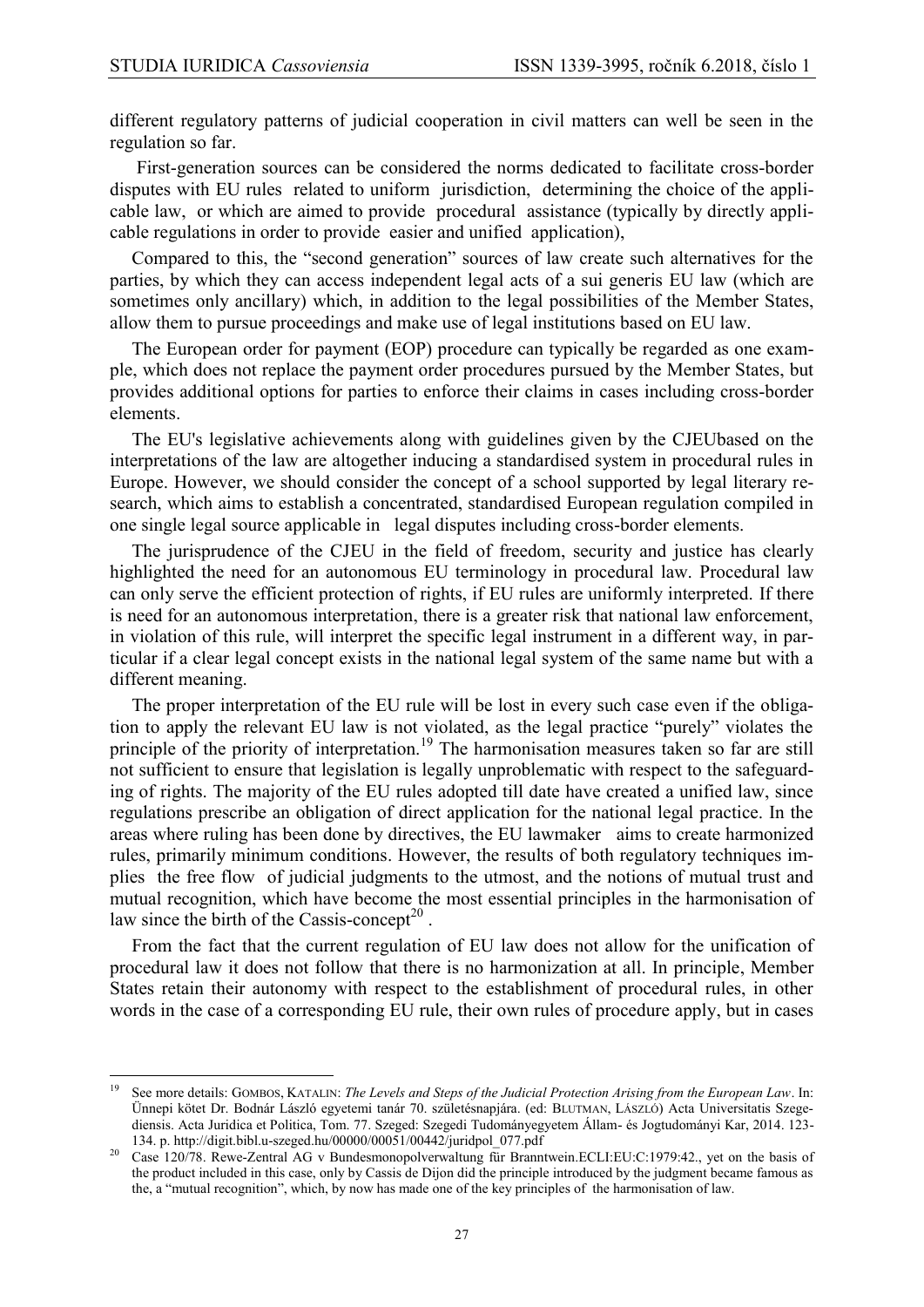different regulatory patterns of judicial cooperation in civil matters can well be seen in the regulation so far.

First-generation sources can be considered the norms dedicated to facilitate cross-border disputes with EU rules related to uniform jurisdiction, determining the choice of the applicable law, or which are aimed to provide procedural assistance (typically by directly applicable regulations in order to provide easier and unified application),

Compared to this, the "second generation" sources of law create such alternatives for the parties, by which they can access independent legal acts of a sui generis EU law (which are sometimes only ancillary) which, in addition to the legal possibilities of the Member States, allow them to pursue proceedings and make use of legal institutions based on EU law.

The European order for payment (EOP) procedure can typically be regarded as one example, which does not replace the payment order procedures pursued by the Member States, but provides additional options for parties to enforce their claims in cases including cross-border elements.

The EU's legislative achievements along with guidelines given by the CJEUbased on the interpretations of the law are altogether inducing a standardised system in procedural rules in Europe. However, we should consider the concept of a school supported by legal literary research, which aims to establish a concentrated, standardised European regulation compiled in one single legal source applicable in legal disputes including cross-border elements.

The jurisprudence of the CJEU in the field of freedom, security and justice has clearly highlighted the need for an autonomous EU terminology in procedural law. Procedural law can only serve the efficient protection of rights, if EU rules are uniformly interpreted. If there is need for an autonomous interpretation, there is a greater risk that national law enforcement, in violation of this rule, will interpret the specific legal instrument in a different way, in particular if a clear legal concept exists in the national legal system of the same name but with a different meaning.

The proper interpretation of the EU rule will be lost in every such case even if the obligation to apply the relevant EU law is not violated, as the legal practice "purely" violates the principle of the priority of interpretation.[19] The harmonisation measures taken so far are still not sufficient to ensure that legislation is legally unproblematic with respect to the safeguarding of rights. The majority of the EU rules adopted till date have created a unified law, since regulations prescribe an obligation of direct application for the national legal practice. In the areas where ruling has been done by directives, the EU lawmaker aims to create harmonized rules, primarily minimum conditions. However, the results of both regulatory techniques implies the free flow of judicial judgments to the utmost, and the notions of mutual trust and mutual recognition, which have become the most essential principles in the harmonisation of law since the birth of the Cassis-concept[20] .

From the fact that the current regulation of EU law does not allow for the unification of procedural law it does not follow that there is no harmonization at all. In principle, Member States retain their autonomy with respect to the establishment of procedural rules, in other words in the case of a corresponding EU rule, their own rules of procedure apply, but in cases

---

[19] See more details: GOMBOS, KATALIN: *The Levels and Steps of the Judicial Protection Arising from the European Law*. In: Ünnepi kötet Dr. Bodnár László egyetemi tanár 70. születésnapjára. (ed: BLUTMAN, LÁSZLÓ) Acta Universitatis Szegediensis. Acta Juridica et Politica, Tom. 77. Szeged: Szegedi Tudományegyetem Állam- és Jogtudományi Kar, 2014. 123-134. p. http://digit.bibl.u-szeged.hu/00000/00051/00442/juridpol_077.pdf

[20] Case 120/78. Rewe-Zentral AG v Bundesmonopolverwaltung für Branntwein.ECLI:EU:C:1979:42., yet on the basis of the product included in this case, only by Cassis de Dijon did the principle introduced by the judgment became famous as the, a "mutual recognition", which, by now has made one of the key principles of the harmonisation of law.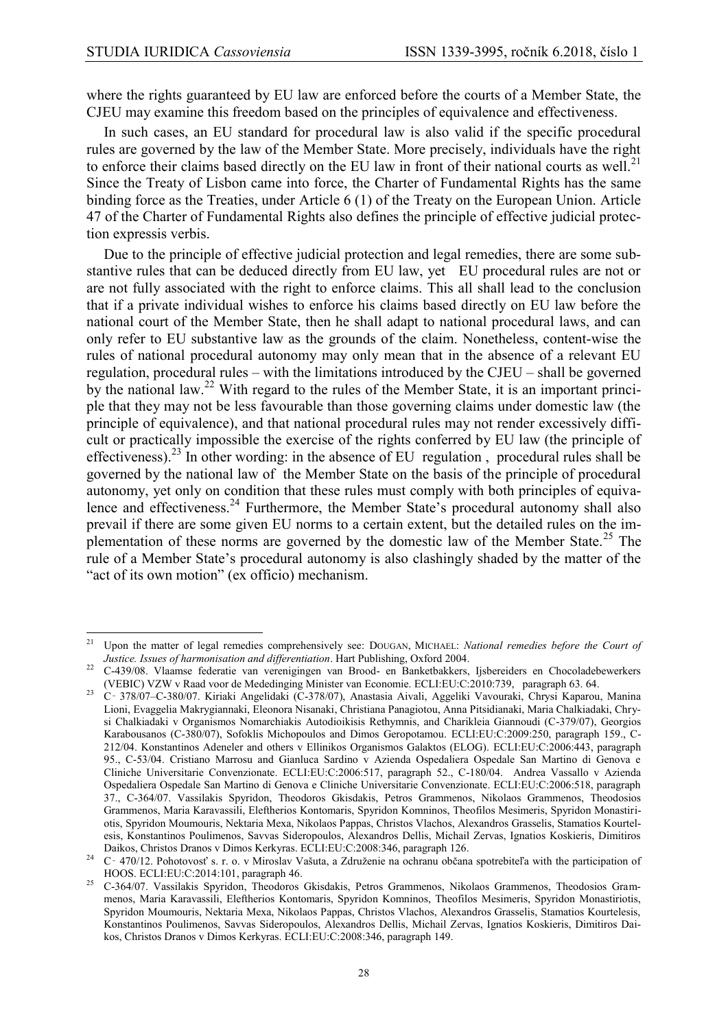where the rights guaranteed by EU law are enforced before the courts of a Member State, the CJEU may examine this freedom based on the principles of equivalence and effectiveness.

In such cases, an EU standard for procedural law is also valid if the specific procedural rules are governed by the law of the Member State. More precisely, individuals have the right to enforce their claims based directly on the EU law in front of their national courts as well.[21] Since the Treaty of Lisbon came into force, the Charter of Fundamental Rights has the same binding force as the Treaties, under Article 6 (1) of the Treaty on the European Union. Article 47 of the Charter of Fundamental Rights also defines the principle of effective judicial protection expressis verbis.

Due to the principle of effective judicial protection and legal remedies, there are some substantive rules that can be deduced directly from EU law, yet EU procedural rules are not or are not fully associated with the right to enforce claims. This all shall lead to the conclusion that if a private individual wishes to enforce his claims based directly on EU law before the national court of the Member State, then he shall adapt to national procedural laws, and can only refer to EU substantive law as the grounds of the claim. Nonetheless, content-wise the rules of national procedural autonomy may only mean that in the absence of a relevant EU regulation, procedural rules – with the limitations introduced by the CJEU – shall be governed by the national law.[22] With regard to the rules of the Member State, it is an important principle that they may not be less favourable than those governing claims under domestic law (the principle of equivalence), and that national procedural rules may not render excessively difficult or practically impossible the exercise of the rights conferred by EU law (the principle of effectiveness).[23] In other wording: in the absence of EU regulation , procedural rules shall be governed by the national law of the Member State on the basis of the principle of procedural autonomy, yet only on condition that these rules must comply with both principles of equivalence and effectiveness.[24] Furthermore, the Member State's procedural autonomy shall also prevail if there are some given EU norms to a certain extent, but the detailed rules on the implementation of these norms are governed by the domestic law of the Member State.[25] The rule of a Member State's procedural autonomy is also clashingly shaded by the matter of the "act of its own motion" (ex officio) mechanism.

---

[21] Upon the matter of legal remedies comprehensively see: DOUGAN, MICHAEL: *National remedies before the Court of Justice. Issues of harmonisation and differentiation*. Hart Publishing, Oxford 2004.

[22] C-439/08. Vlaamse federatie van verenigingen van Brood- en Banketbakkers, Ijsbereiders en Chocoladebewerkers (VEBIC) VZW v Raad voor de Mededinging Minister van Economie. ECLI:EU:C:2010:739, paragraph 63. 64.

[23] C‑378/07–C-380/07. Kiriaki Angelidaki (C-378/07), Anastasia Aivali, Aggeliki Vavouraki, Chrysi Kaparou, Manina Lioni, Evaggelia Makrygiannaki, Eleonora Nisanaki, Christiana Panagiotou, Anna Pitsidianaki, Maria Chalkiadaki, Chrysi Chalkiadaki v Organismos Nomarchiakis Autodioikisis Rethymnis, and Charikleia Giannoudi (C-379/07), Georgios Karabousanos (C-380/07), Sofoklis Michopoulos and Dimos Geropotamou. ECLI:EU:C:2009:250, paragraph 159., C-212/04. Konstantinos Adeneler and others v Ellinikos Organismos Galaktos (ELOG). ECLI:EU:C:2006:443, paragraph 95., C-53/04. Cristiano Marrosu and Gianluca Sardino v Azienda Ospedaliera Ospedale San Martino di Genova e Cliniche Universitarie Convenzionate. ECLI:EU:C:2006:517, paragraph 52., C-180/04. Andrea Vassallo v Azienda Ospedaliera Ospedale San Martino di Genova e Cliniche Universitarie Convenzionate. ECLI:EU:C:2006:518, paragraph 37., C-364/07. Vassilakis Spyridon, Theodoros Gkisdakis, Petros Grammenos, Nikolaos Grammenos, Theodosios Grammenos, Maria Karavassili, Eleftherios Kontomaris, Spyridon Komninos, Theofilos Mesimeris, Spyridon Monastiriotis, Spyridon Moumouris, Nektaria Mexa, Nikolaos Pappas, Christos Vlachos, Alexandros Grasselis, Stamatios Kourtelesis, Konstantinos Poulimenos, Savvas Sideropoulos, Alexandros Dellis, Michail Zervas, Ignatios Koskieris, Dimitiros Daikos, Christos Dranos v Dimos Kerkyras. ECLI:EU:C:2008:346, paragraph 126.

[24] C‑470/12. Pohotovosť s. r. o. v Miroslav Vašuta, a Združenie na ochranu občana spotrebiteľa with the participation of HOOS. ECLI:EU:C:2014:101, paragraph 46.

[25] C-364/07. Vassilakis Spyridon, Theodoros Gkisdakis, Petros Grammenos, Nikolaos Grammenos, Theodosios Grammenos, Maria Karavassili, Eleftherios Kontomaris, Spyridon Komninos, Theofilos Mesimeris, Spyridon Monastiriotis, Spyridon Moumouris, Nektaria Mexa, Nikolaos Pappas, Christos Vlachos, Alexandros Grasselis, Stamatios Kourtelesis, Konstantinos Poulimenos, Savvas Sideropoulos, Alexandros Dellis, Michail Zervas, Ignatios Koskieris, Dimitiros Daikos, Christos Dranos v Dimos Kerkyras. ECLI:EU:C:2008:346, paragraph 149.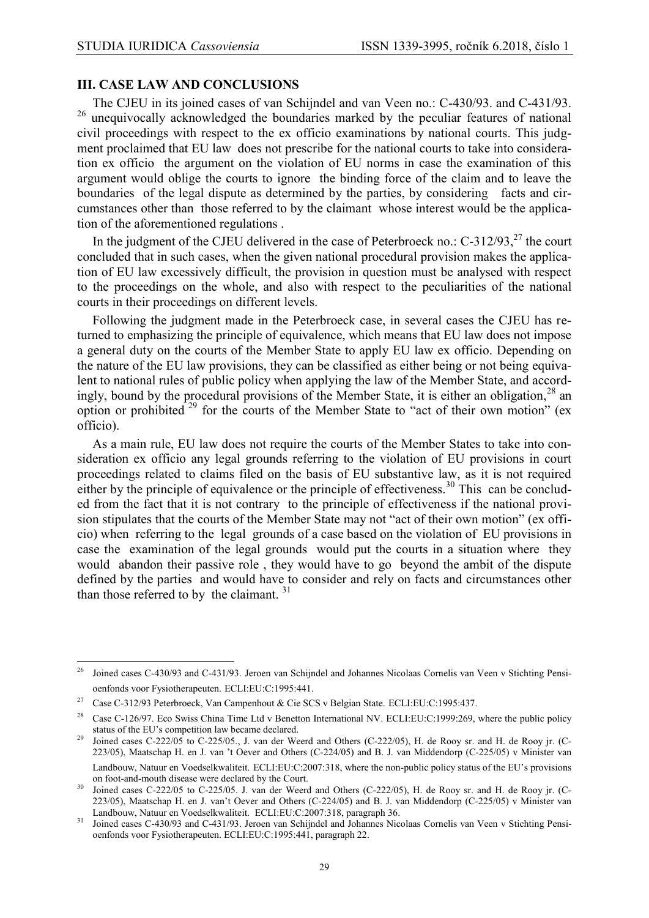### III. CASE LAW AND CONCLUSIONS

The CJEU in its joined cases of van Schijndel and van Veen no.: C-430/93. and C-431/93. [26] unequivocally acknowledged the boundaries marked by the peculiar features of national civil proceedings with respect to the ex officio examinations by national courts. This judgment proclaimed that EU law does not prescribe for the national courts to take into consideration ex officio the argument on the violation of EU norms in case the examination of this argument would oblige the courts to ignore the binding force of the claim and to leave the boundaries of the legal dispute as determined by the parties, by considering facts and circumstances other than those referred to by the claimant whose interest would be the application of the aforementioned regulations .

In the judgment of the CJEU delivered in the case of Peterbroeck no.: C-312/93,[27] the court concluded that in such cases, when the given national procedural provision makes the application of EU law excessively difficult, the provision in question must be analysed with respect to the proceedings on the whole, and also with respect to the peculiarities of the national courts in their proceedings on different levels.

Following the judgment made in the Peterbroeck case, in several cases the CJEU has returned to emphasizing the principle of equivalence, which means that EU law does not impose a general duty on the courts of the Member State to apply EU law ex officio. Depending on the nature of the EU law provisions, they can be classified as either being or not being equivalent to national rules of public policy when applying the law of the Member State, and accordingly, bound by the procedural provisions of the Member State, it is either an obligation,[28] an option or prohibited [29] for the courts of the Member State to "act of their own motion" (ex officio).

As a main rule, EU law does not require the courts of the Member States to take into consideration ex officio any legal grounds referring to the violation of EU provisions in court proceedings related to claims filed on the basis of EU substantive law, as it is not required either by the principle of equivalence or the principle of effectiveness.[30] This can be concluded from the fact that it is not contrary to the principle of effectiveness if the national provision stipulates that the courts of the Member State may not "act of their own motion" (ex officio) when referring to the legal grounds of a case based on the violation of EU provisions in case the examination of the legal grounds would put the courts in a situation where they would abandon their passive role , they would have to go beyond the ambit of the dispute defined by the parties and would have to consider and rely on facts and circumstances other than those referred to by the claimant. [31]

---

[26] Joined cases C-430/93 and C-431/93. Jeroen van Schijndel and Johannes Nicolaas Cornelis van Veen v Stichting Pensioenfonds voor Fysiotherapeuten. ECLI:EU:C:1995:441.

[27] Case C-312/93 Peterbroeck, Van Campenhout & Cie SCS v Belgian State. ECLI:EU:C:1995:437.

[28] Case C-126/97. Eco Swiss China Time Ltd v Benetton International NV. ECLI:EU:C:1999:269, where the public policy status of the EU's competition law became declared.

[29] Joined cases C-222/05 to C-225/05., J. van der Weerd and Others (C-222/05), H. de Rooy sr. and H. de Rooy jr. (C-223/05), Maatschap H. en J. van 't Oever and Others (C-224/05) and B. J. van Middendorp (C-225/05) v Minister van Landbouw, Natuur en Voedselkwaliteit. ECLI:EU:C:2007:318, where the non-public policy status of the EU's provisions on foot-and-mouth disease were declared by the Court.

[30] Joined cases C-222/05 to C-225/05. J. van der Weerd and Others (C-222/05), H. de Rooy sr. and H. de Rooy jr. (C-223/05), Maatschap H. en J. van't Oever and Others (C-224/05) and B. J. van Middendorp (C-225/05) v Minister van Landbouw, Natuur en Voedselkwaliteit. ECLI:EU:C:2007:318, paragraph 36.

[31] Joined cases C-430/93 and C-431/93. Jeroen van Schijndel and Johannes Nicolaas Cornelis van Veen v Stichting Pensioenfonds voor Fysiotherapeuten. ECLI:EU:C:1995:441, paragraph 22.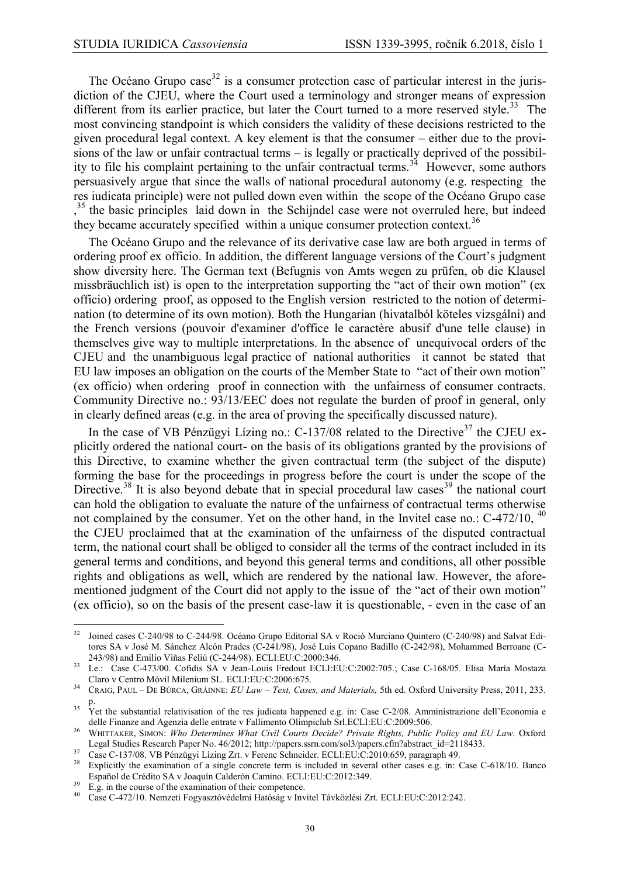The Océano Grupo case[32] is a consumer protection case of particular interest in the jurisdiction of the CJEU, where the Court used a terminology and stronger means of expression different from its earlier practice, but later the Court turned to a more reserved style.[33] The most convincing standpoint is which considers the validity of these decisions restricted to the given procedural legal context. A key element is that the consumer – either due to the provisions of the law or unfair contractual terms – is legally or practically deprived of the possibility to file his complaint pertaining to the unfair contractual terms.[34] However, some authors persuasively argue that since the walls of national procedural autonomy (e.g. respecting the res iudicata principle) were not pulled down even within the scope of the Océano Grupo case ,[35] the basic principles laid down in the Schijndel case were not overruled here, but indeed they became accurately specified within a unique consumer protection context.[36]

The Océano Grupo and the relevance of its derivative case law are both argued in terms of ordering proof ex officio. In addition, the different language versions of the Court's judgment show diversity here. The German text (Befugnis von Amts wegen zu prüfen, ob die Klausel missbräuchlich ist) is open to the interpretation supporting the "act of their own motion" (ex officio) ordering proof, as opposed to the English version restricted to the notion of determination (to determine of its own motion). Both the Hungarian (hivatalból köteles vizsgálni) and the French versions (pouvoir d'examiner d'office le caractère abusif d'une telle clause) in themselves give way to multiple interpretations. In the absence of unequivocal orders of the CJEU and the unambiguous legal practice of national authorities it cannot be stated that EU law imposes an obligation on the courts of the Member State to "act of their own motion" (ex officio) when ordering proof in connection with the unfairness of consumer contracts. Community Directive no.: 93/13/EEC does not regulate the burden of proof in general, only in clearly defined areas (e.g. in the area of proving the specifically discussed nature).

In the case of VB Pénzügyi Lízing no.: C-137/08 related to the Directive[37] the CJEU explicitly ordered the national court- on the basis of its obligations granted by the provisions of this Directive, to examine whether the given contractual term (the subject of the dispute) forming the base for the proceedings in progress before the court is under the scope of the Directive.[38] It is also beyond debate that in special procedural law cases[39] the national court can hold the obligation to evaluate the nature of the unfairness of contractual terms otherwise not complained by the consumer. Yet on the other hand, in the Invitel case no.: C-472/10, [40] the CJEU proclaimed that at the examination of the unfairness of the disputed contractual term, the national court shall be obliged to consider all the terms of the contract included in its general terms and conditions, and beyond this general terms and conditions, all other possible rights and obligations as well, which are rendered by the national law. However, the aforementioned judgment of the Court did not apply to the issue of the "act of their own motion" (ex officio), so on the basis of the present case-law it is questionable, - even in the case of an

---

[32] Joined cases C-240/98 to C-244/98. Océano Grupo Editorial SA v Roció Murciano Quintero (C-240/98) and Salvat Editores SA v José M. Sánchez Alcón Prades (C-241/98), José Luis Copano Badillo (C-242/98), Mohammed Berroane (C-243/98) and Emilio Viñas Feliú (C-244/98). ECLI:EU:C:2000:346.

[33] I.e.: Case C-473/00. Cofidis SA v Jean-Louis Fredout ECLI:EU:C:2002:705.; Case C-168/05. Elisa María Mostaza Claro v Centro Móvil Milenium SL. ECLI:EU:C:2006:675.

[34] CRAIG, PAUL – DE BÚRCA, GRÁINNE: *EU Law – Text, Cases, and Materials,* 5th ed. Oxford University Press, 2011, 233. p.

[35] Yet the substantial relativisation of the res judicata happened e.g. in: Case C-2/08. Amministrazione dell'Economia e delle Finanze and Agenzia delle entrate v Fallimento Olimpiclub Srl.ECLI:EU:C:2009:506.

[36] WHITTAKER, SIMON: *Who Determines What Civil Courts Decide? Private Rights, Public Policy and EU Law.* Oxford Legal Studies Research Paper No. 46/2012; http://papers.ssrn.com/sol3/papers.cfm?abstract_id=2118433.

[37] Case C-137/08. VB Pénzügyi Lízing Zrt. v Ferenc Schneider. ECLI:EU:C:2010:659, paragraph 49.

[38] Explicitly the examination of a single concrete term is included in several other cases e.g. in: Case C-618/10. Banco Español de Crédito SA v Joaquín Calderón Camino. ECLI:EU:C:2012:349.

[39] E.g. in the course of the examination of their competence.

[40] Case C-472/10. Nemzeti Fogyasztóvédelmi Hatóság v Invitel Távközlési Zrt. ECLI:EU:C:2012:242.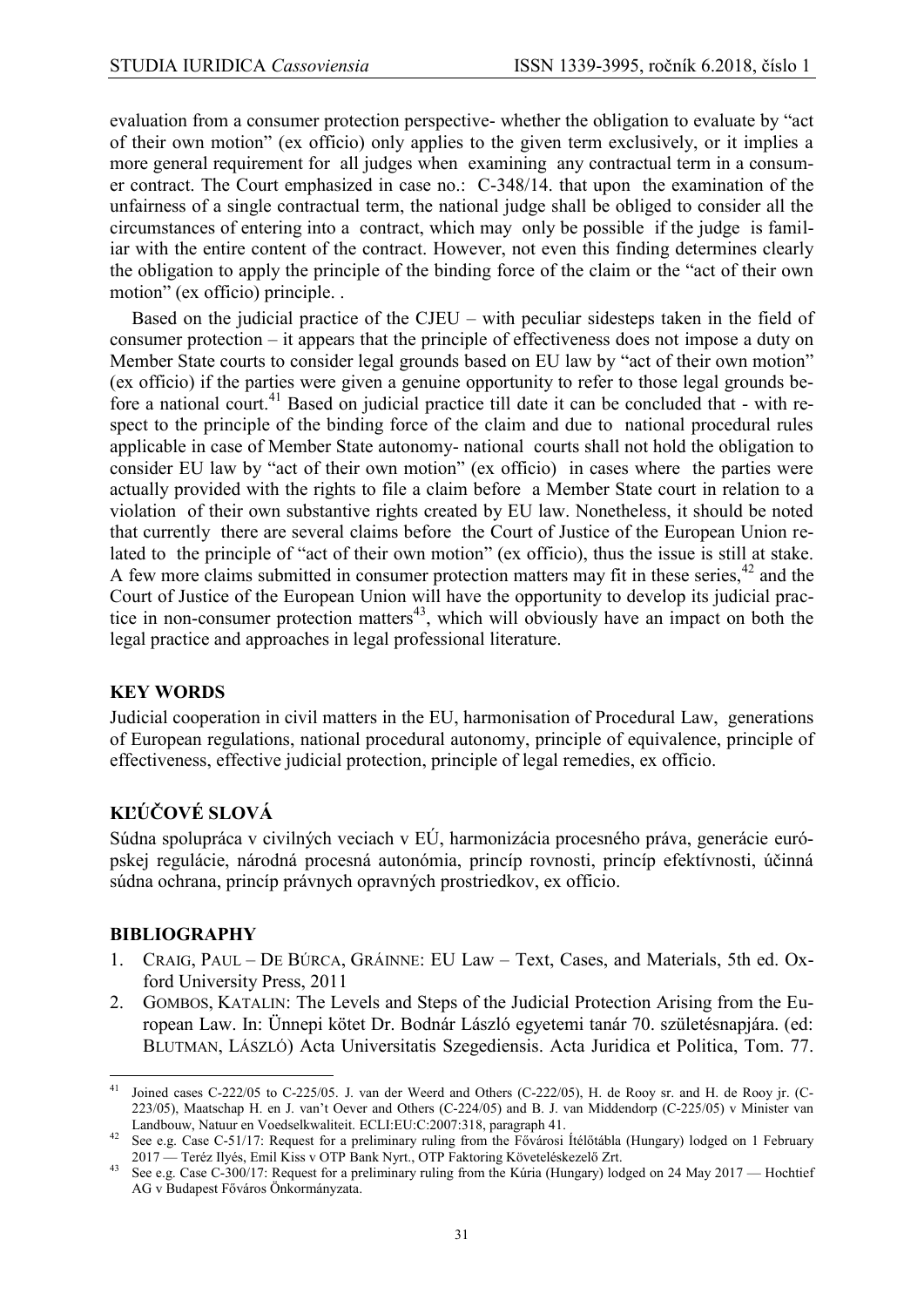evaluation from a consumer protection perspective- whether the obligation to evaluate by "act of their own motion" (ex officio) only applies to the given term exclusively, or it implies a more general requirement for all judges when examining any contractual term in a consumer contract. The Court emphasized in case no.: C-348/14. that upon the examination of the unfairness of a single contractual term, the national judge shall be obliged to consider all the circumstances of entering into a contract, which may only be possible if the judge is familiar with the entire content of the contract. However, not even this finding determines clearly the obligation to apply the principle of the binding force of the claim or the "act of their own motion" (ex officio) principle. .

Based on the judicial practice of the CJEU – with peculiar sidesteps taken in the field of consumer protection – it appears that the principle of effectiveness does not impose a duty on Member State courts to consider legal grounds based on EU law by "act of their own motion" (ex officio) if the parties were given a genuine opportunity to refer to those legal grounds before a national court.[41] Based on judicial practice till date it can be concluded that - with respect to the principle of the binding force of the claim and due to national procedural rules applicable in case of Member State autonomy- national courts shall not hold the obligation to consider EU law by "act of their own motion" (ex officio) in cases where the parties were actually provided with the rights to file a claim before a Member State court in relation to a violation of their own substantive rights created by EU law. Nonetheless, it should be noted that currently there are several claims before the Court of Justice of the European Union related to the principle of "act of their own motion" (ex officio), thus the issue is still at stake. A few more claims submitted in consumer protection matters may fit in these series,[42] and the Court of Justice of the European Union will have the opportunity to develop its judicial practice in non-consumer protection matters[43], which will obviously have an impact on both the legal practice and approaches in legal professional literature.

## KEY WORDS

Judicial cooperation in civil matters in the EU, harmonisation of Procedural Law, generations of European regulations, national procedural autonomy, principle of equivalence, principle of effectiveness, effective judicial protection, principle of legal remedies, ex officio.

## KĽÚČOVÉ SLOVÁ

Súdna spolupráca v civilných veciach v EÚ, harmonizácia procesného práva, generácie európskej regulácie, národná procesná autonómia, princíp rovnosti, princíp efektívnosti, účinná súdna ochrana, princíp právnych opravných prostriedkov, ex officio.

## BIBLIOGRAPHY

1. CRAIG, PAUL – DE BÚRCA, GRÁINNE: EU Law – Text, Cases, and Materials, 5th ed. Oxford University Press, 2011
2. GOMBOS, KATALIN: The Levels and Steps of the Judicial Protection Arising from the European Law. In: Ünnepi kötet Dr. Bodnár László egyetemi tanár 70. születésnapjára. (ed: BLUTMAN, LÁSZLÓ) Acta Universitatis Szegediensis. Acta Juridica et Politica, Tom. 77.

---

[41] Joined cases C-222/05 to C-225/05. J. van der Weerd and Others (C-222/05), H. de Rooy sr. and H. de Rooy jr. (C-223/05), Maatschap H. en J. van't Oever and Others (C-224/05) and B. J. van Middendorp (C-225/05) v Minister van Landbouw, Natuur en Voedselkwaliteit. ECLI:EU:C:2007:318, paragraph 41.

[42] See e.g. Case C-51/17: Request for a preliminary ruling from the Fővárosi Ítélőtábla (Hungary) lodged on 1 February 2017 — Teréz Ilyés, Emil Kiss v OTP Bank Nyrt., OTP Faktoring Követeléskezelő Zrt.

[43] See e.g. Case C-300/17: Request for a preliminary ruling from the Kúria (Hungary) lodged on 24 May 2017 — Hochtief AG v Budapest Főváros Önkormányzata.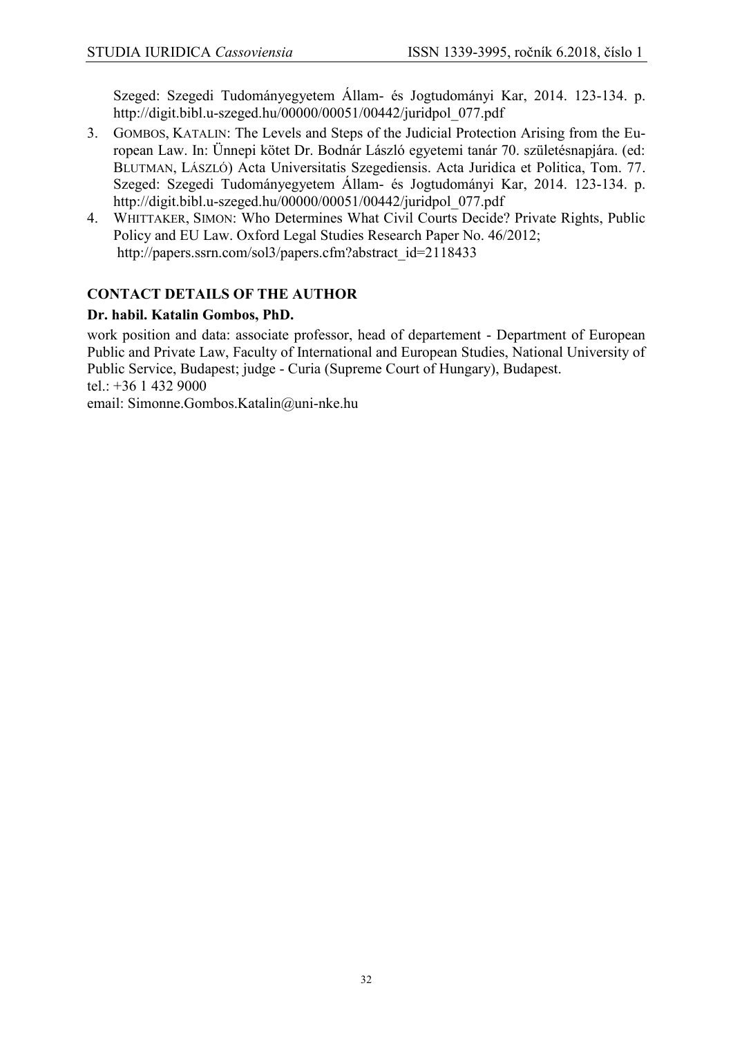Szeged: Szegedi Tudományegyetem Állam- és Jogtudományi Kar, 2014. 123-134. p. http://digit.bibl.u-szeged.hu/00000/00051/00442/juridpol_077.pdf

3. GOMBOS, KATALIN: The Levels and Steps of the Judicial Protection Arising from the European Law. In: Ünnepi kötet Dr. Bodnár László egyetemi tanár 70. születésnapjára. (ed: BLUTMAN, LÁSZLÓ) Acta Universitatis Szegediensis. Acta Juridica et Politica, Tom. 77. Szeged: Szegedi Tudományegyetem Állam- és Jogtudományi Kar, 2014. 123-134. p. http://digit.bibl.u-szeged.hu/00000/00051/00442/juridpol_077.pdf
4. WHITTAKER, SIMON: Who Determines What Civil Courts Decide? Private Rights, Public Policy and EU Law. Oxford Legal Studies Research Paper No. 46/2012; http://papers.ssrn.com/sol3/papers.cfm?abstract_id=2118433

## CONTACT DETAILS OF THE AUTHOR

**Dr. habil. Katalin Gombos, PhD.**

work position and data: associate professor, head of departement - Department of European Public and Private Law, Faculty of International and European Studies, National University of Public Service, Budapest; judge - Curia (Supreme Court of Hungary), Budapest.
tel.: +36 1 432 9000
email: Simonne.Gombos.Katalin@uni-nke.hu